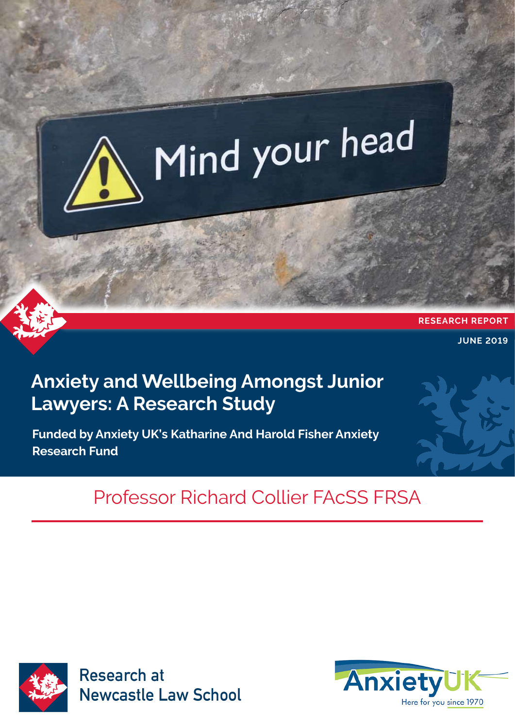RESEARCH REPORT

JUNE 2019

# Anxiety and Wellbeing Amongst Junior Lawyers: A Research Study

**Funded by Anxiety UK's Katharine And Harold Fisher Anxiety Research Fund**

Professor Richard Collier FAcSS FRSA

Research at Newcastle Law School

AnxietyUK
Here for you since 1970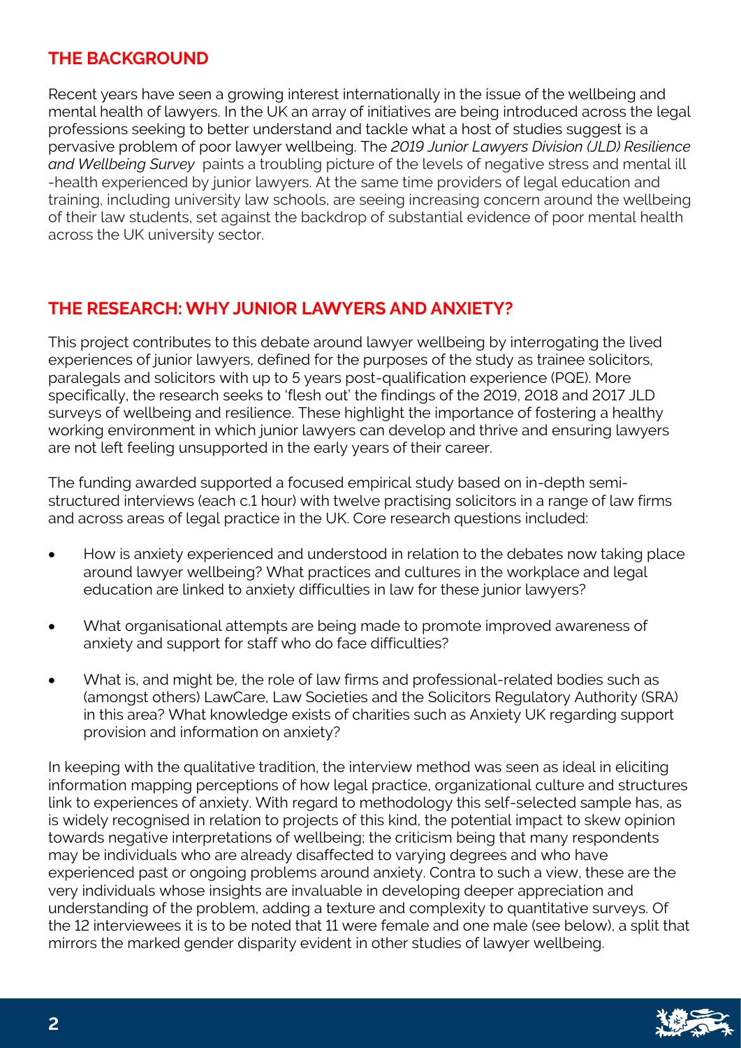## THE BACKGROUND

Recent years have seen a growing interest internationally in the issue of the wellbeing and mental health of lawyers. In the UK an array of initiatives are being introduced across the legal professions seeking to better understand and tackle what a host of studies suggest is a pervasive problem of poor lawyer wellbeing. The *2019 Junior Lawyers Division (JLD) Resilience and Wellbeing Survey* paints a troubling picture of the levels of negative stress and mental ill-health experienced by junior lawyers. At the same time providers of legal education and training, including university law schools, are seeing increasing concern around the wellbeing of their law students, set against the backdrop of substantial evidence of poor mental health across the UK university sector.

## THE RESEARCH: WHY JUNIOR LAWYERS AND ANXIETY?

This project contributes to this debate around lawyer wellbeing by interrogating the lived experiences of junior lawyers, defined for the purposes of the study as trainee solicitors, paralegals and solicitors with up to 5 years post-qualification experience (PQE). More specifically, the research seeks to 'flesh out' the findings of the 2019, 2018 and 2017 JLD surveys of wellbeing and resilience. These highlight the importance of fostering a healthy working environment in which junior lawyers can develop and thrive and ensuring lawyers are not left feeling unsupported in the early years of their career.

The funding awarded supported a focused empirical study based on in-depth semi-structured interviews (each c.1 hour) with twelve practising solicitors in a range of law firms and across areas of legal practice in the UK. Core research questions included:

- How is anxiety experienced and understood in relation to the debates now taking place around lawyer wellbeing? What practices and cultures in the workplace and legal education are linked to anxiety difficulties in law for these junior lawyers?
- What organisational attempts are being made to promote improved awareness of anxiety and support for staff who do face difficulties?
- What is, and might be, the role of law firms and professional-related bodies such as (amongst others) LawCare, Law Societies and the Solicitors Regulatory Authority (SRA) in this area? What knowledge exists of charities such as Anxiety UK regarding support provision and information on anxiety?

In keeping with the qualitative tradition, the interview method was seen as ideal in eliciting information mapping perceptions of how legal practice, organizational culture and structures link to experiences of anxiety. With regard to methodology this self-selected sample has, as is widely recognised in relation to projects of this kind, the potential impact to skew opinion towards negative interpretations of wellbeing; the criticism being that many respondents may be individuals who are already disaffected to varying degrees and who have experienced past or ongoing problems around anxiety. Contra to such a view, these are the very individuals whose insights are invaluable in developing deeper appreciation and understanding of the problem, adding a texture and complexity to quantitative surveys. Of the 12 interviewees it is to be noted that 11 were female and one male (see below), a split that mirrors the marked gender disparity evident in other studies of lawyer wellbeing.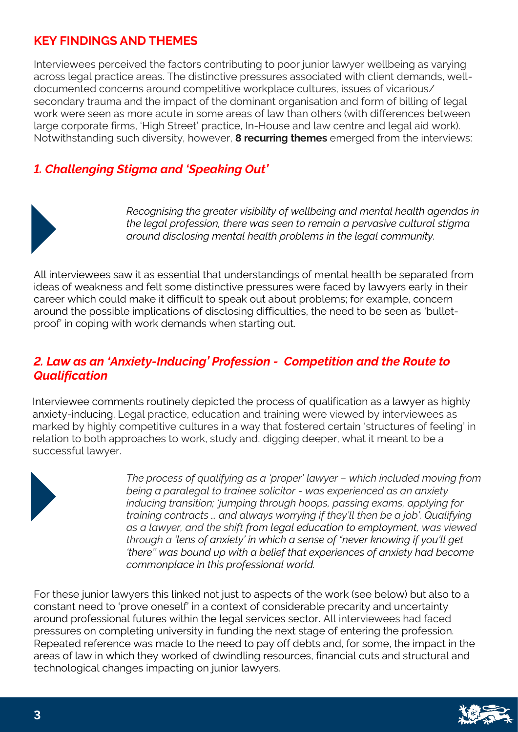## KEY FINDINGS AND THEMES

Interviewees perceived the factors contributing to poor junior lawyer wellbeing as varying across legal practice areas. The distinctive pressures associated with client demands, well-documented concerns around competitive workplace cultures, issues of vicarious/ secondary trauma and the impact of the dominant organisation and form of billing of legal work were seen as more acute in some areas of law than others (with differences between large corporate firms, 'High Street' practice, In-House and law centre and legal aid work). Notwithstanding such diversity, however, **8 recurring themes** emerged from the interviews:

### *1. Challenging Stigma and 'Speaking Out'*

*Recognising the greater visibility of wellbeing and mental health agendas in the legal profession, there was seen to remain a pervasive cultural stigma around disclosing mental health problems in the legal community.*

All interviewees saw it as essential that understandings of mental health be separated from ideas of weakness and felt some distinctive pressures were faced by lawyers early in their career which could make it difficult to speak out about problems; for example, concern around the possible implications of disclosing difficulties, the need to be seen as 'bullet-proof' in coping with work demands when starting out.

### *2. Law as an 'Anxiety-Inducing' Profession - Competition and the Route to Qualification*

Interviewee comments routinely depicted the process of qualification as a lawyer as highly anxiety-inducing. Legal practice, education and training were viewed by interviewees as marked by highly competitive cultures in a way that fostered certain 'structures of feeling' in relation to both approaches to work, study and, digging deeper, what it meant to be a successful lawyer.

*The process of qualifying as a 'proper' lawyer – which included moving from being a paralegal to trainee solicitor - was experienced as an anxiety inducing transition; 'jumping through hoops, passing exams, applying for training contracts … and always worrying if they'll then be a job'. Qualifying as a lawyer, and the shift from legal education to employment, was viewed through a 'lens of anxiety' in which a sense of "never knowing if you'll get 'there'" was bound up with a belief that experiences of anxiety had become commonplace in this professional world.*

For these junior lawyers this linked not just to aspects of the work (see below) but also to a constant need to 'prove oneself' in a context of considerable precarity and uncertainty around professional futures within the legal services sector. All interviewees had faced pressures on completing university in funding the next stage of entering the profession. Repeated reference was made to the need to pay off debts and, for some, the impact in the areas of law in which they worked of dwindling resources, financial cuts and structural and technological changes impacting on junior lawyers.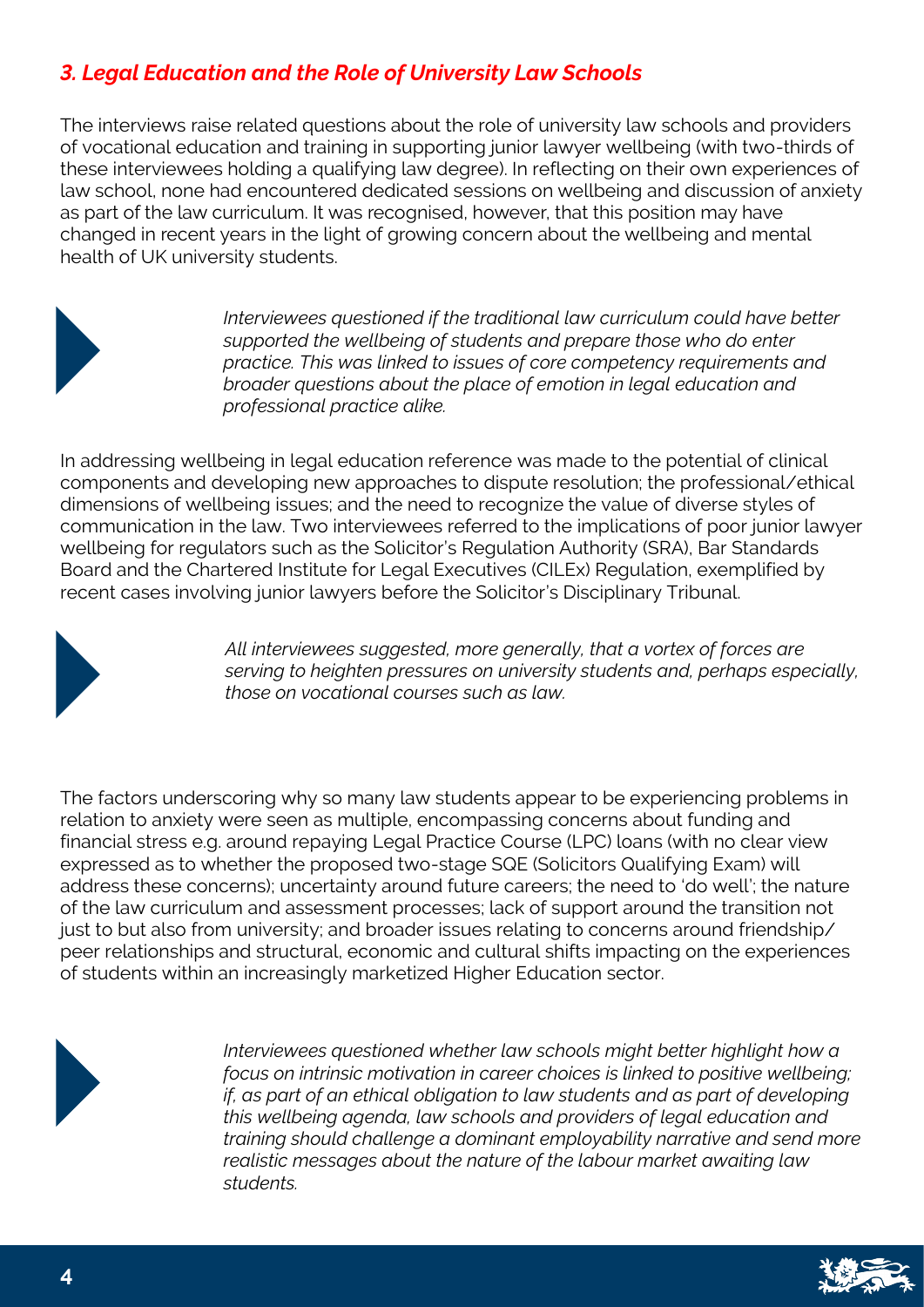### *3. Legal Education and the Role of University Law Schools*

The interviews raise related questions about the role of university law schools and providers of vocational education and training in supporting junior lawyer wellbeing (with two-thirds of these interviewees holding a qualifying law degree). In reflecting on their own experiences of law school, none had encountered dedicated sessions on wellbeing and discussion of anxiety as part of the law curriculum. It was recognised, however, that this position may have changed in recent years in the light of growing concern about the wellbeing and mental health of UK university students.

*Interviewees questioned if the traditional law curriculum could have better supported the wellbeing of students and prepare those who do enter practice. This was linked to issues of core competency requirements and broader questions about the place of emotion in legal education and professional practice alike.*

In addressing wellbeing in legal education reference was made to the potential of clinical components and developing new approaches to dispute resolution; the professional/ethical dimensions of wellbeing issues; and the need to recognize the value of diverse styles of communication in the law. Two interviewees referred to the implications of poor junior lawyer wellbeing for regulators such as the Solicitor's Regulation Authority (SRA), Bar Standards Board and the Chartered Institute for Legal Executives (CILEx) Regulation, exemplified by recent cases involving junior lawyers before the Solicitor's Disciplinary Tribunal.

*All interviewees suggested, more generally, that a vortex of forces are serving to heighten pressures on university students and, perhaps especially, those on vocational courses such as law.*

The factors underscoring why so many law students appear to be experiencing problems in relation to anxiety were seen as multiple, encompassing concerns about funding and financial stress e.g. around repaying Legal Practice Course (LPC) loans (with no clear view expressed as to whether the proposed two-stage SQE (Solicitors Qualifying Exam) will address these concerns); uncertainty around future careers; the need to 'do well'; the nature of the law curriculum and assessment processes; lack of support around the transition not just to but also from university; and broader issues relating to concerns around friendship/ peer relationships and structural, economic and cultural shifts impacting on the experiences of students within an increasingly marketized Higher Education sector.

*Interviewees questioned whether law schools might better highlight how a focus on intrinsic motivation in career choices is linked to positive wellbeing; if, as part of an ethical obligation to law students and as part of developing this wellbeing agenda, law schools and providers of legal education and training should challenge a dominant employability narrative and send more realistic messages about the nature of the labour market awaiting law students.*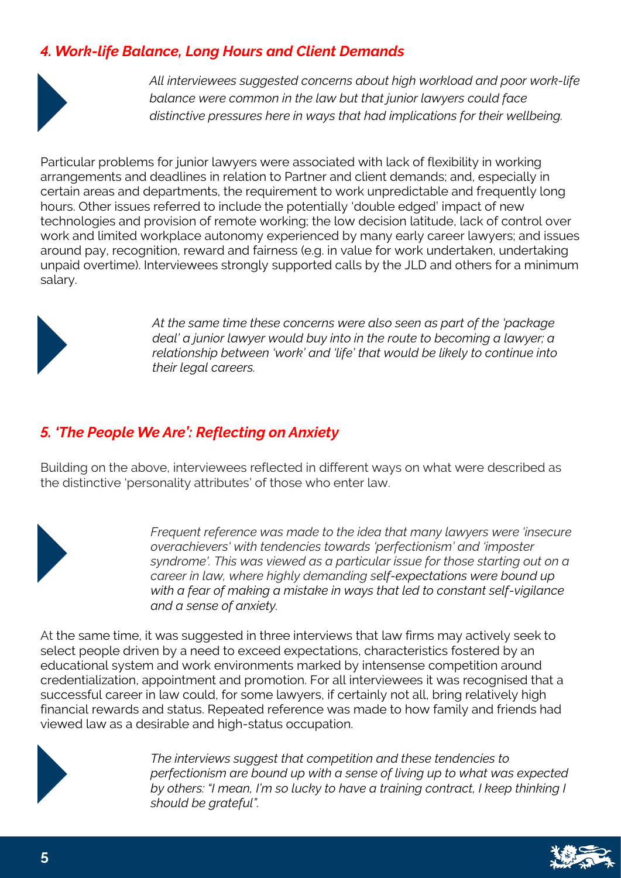## *4. Work-life Balance, Long Hours and Client Demands*

*All interviewees suggested concerns about high workload and poor work-life balance were common in the law but that junior lawyers could face distinctive pressures here in ways that had implications for their wellbeing.*

Particular problems for junior lawyers were associated with lack of flexibility in working arrangements and deadlines in relation to Partner and client demands; and, especially in certain areas and departments, the requirement to work unpredictable and frequently long hours. Other issues referred to include the potentially 'double edged' impact of new technologies and provision of remote working; the low decision latitude, lack of control over work and limited workplace autonomy experienced by many early career lawyers; and issues around pay, recognition, reward and fairness (e.g. in value for work undertaken, undertaking unpaid overtime). Interviewees strongly supported calls by the JLD and others for a minimum salary.

*At the same time these concerns were also seen as part of the 'package deal' a junior lawyer would buy into in the route to becoming a lawyer; a relationship between 'work' and 'life' that would be likely to continue into their legal careers.*

## *5. 'The People We Are': Reflecting on Anxiety*

Building on the above, interviewees reflected in different ways on what were described as the distinctive 'personality attributes' of those who enter law.

*Frequent reference was made to the idea that many lawyers were 'insecure overachievers' with tendencies towards 'perfectionism' and 'imposter syndrome'. This was viewed as a particular issue for those starting out on a career in law, where highly demanding self-expectations were bound up with a fear of making a mistake in ways that led to constant self-vigilance and a sense of anxiety.*

At the same time, it was suggested in three interviews that law firms may actively seek to select people driven by a need to exceed expectations, characteristics fostered by an educational system and work environments marked by intensense competition around credentialization, appointment and promotion. For all interviewees it was recognised that a successful career in law could, for some lawyers, if certainly not all, bring relatively high financial rewards and status. Repeated reference was made to how family and friends had viewed law as a desirable and high-status occupation.

*The interviews suggest that competition and these tendencies to perfectionism are bound up with a sense of living up to what was expected by others: "I mean, I'm so lucky to have a training contract, I keep thinking I should be grateful".*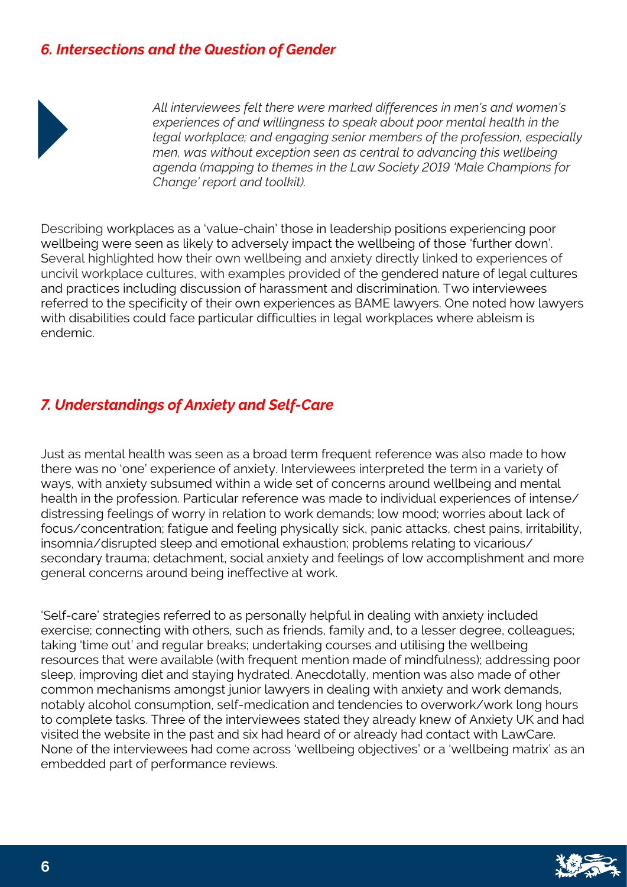## *6. Intersections and the Question of Gender*

*All interviewees felt there were marked differences in men's and women's experiences of and willingness to speak about poor mental health in the legal workplace; and engaging senior members of the profession, especially men, was without exception seen as central to advancing this wellbeing agenda (mapping to themes in the Law Society 2019 'Male Champions for Change' report and toolkit).*

Describing workplaces as a 'value-chain' those in leadership positions experiencing poor wellbeing were seen as likely to adversely impact the wellbeing of those 'further down'. Several highlighted how their own wellbeing and anxiety directly linked to experiences of uncivil workplace cultures, with examples provided of the gendered nature of legal cultures and practices including discussion of harassment and discrimination. Two interviewees referred to the specificity of their own experiences as BAME lawyers. One noted how lawyers with disabilities could face particular difficulties in legal workplaces where ableism is endemic.

## *7. Understandings of Anxiety and Self-Care*

Just as mental health was seen as a broad term frequent reference was also made to how there was no 'one' experience of anxiety. Interviewees interpreted the term in a variety of ways, with anxiety subsumed within a wide set of concerns around wellbeing and mental health in the profession. Particular reference was made to individual experiences of intense/distressing feelings of worry in relation to work demands; low mood; worries about lack of focus/concentration; fatigue and feeling physically sick, panic attacks, chest pains, irritability, insomnia/disrupted sleep and emotional exhaustion; problems relating to vicarious/secondary trauma; detachment, social anxiety and feelings of low accomplishment and more general concerns around being ineffective at work.

'Self-care' strategies referred to as personally helpful in dealing with anxiety included exercise; connecting with others, such as friends, family and, to a lesser degree, colleagues; taking 'time out' and regular breaks; undertaking courses and utilising the wellbeing resources that were available (with frequent mention made of mindfulness); addressing poor sleep, improving diet and staying hydrated. Anecdotally, mention was also made of other common mechanisms amongst junior lawyers in dealing with anxiety and work demands, notably alcohol consumption, self-medication and tendencies to overwork/work long hours to complete tasks. Three of the interviewees stated they already knew of Anxiety UK and had visited the website in the past and six had heard of or already had contact with LawCare. None of the interviewees had come across 'wellbeing objectives' or a 'wellbeing matrix' as an embedded part of performance reviews.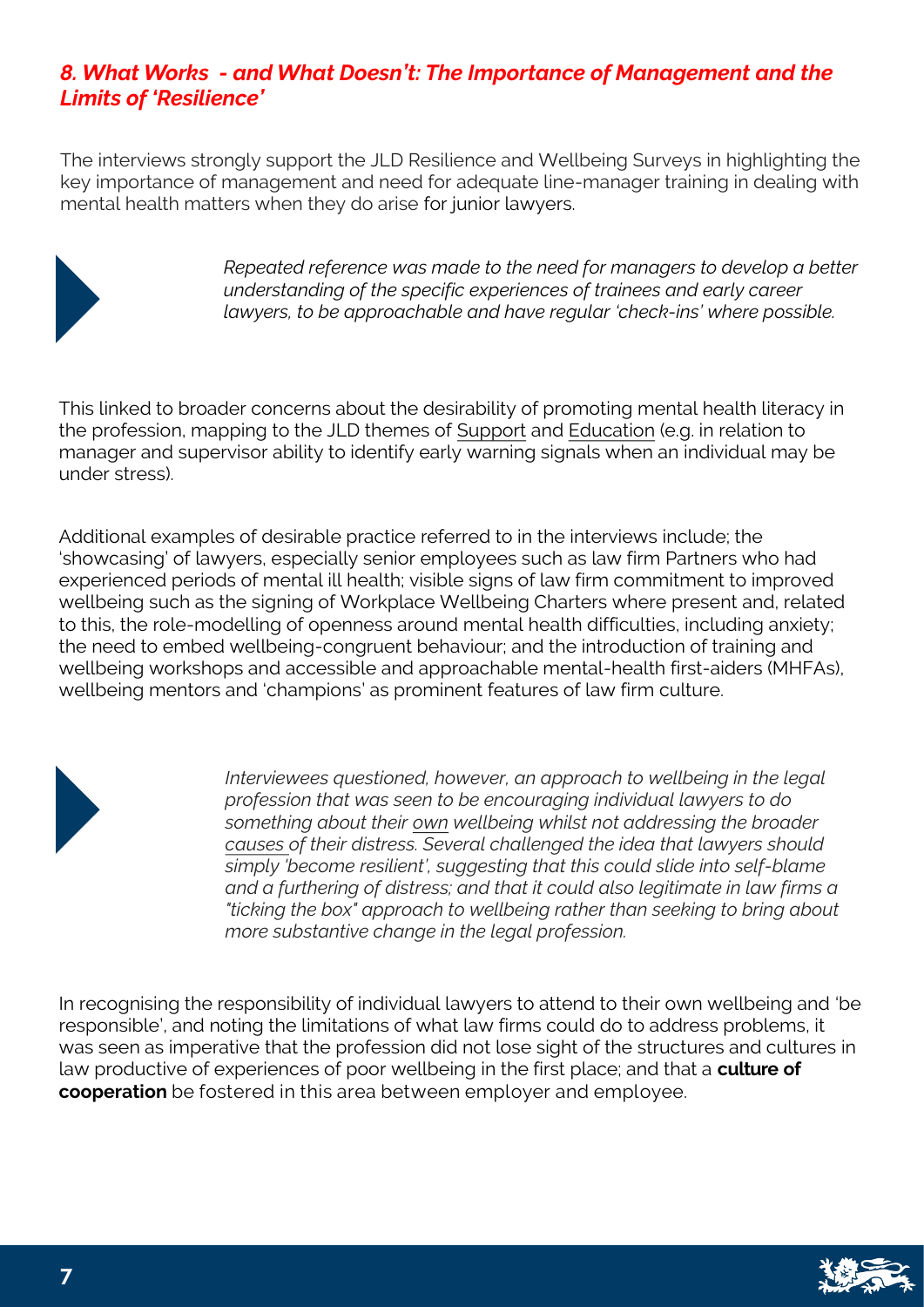## *8. What Works - and What Doesn't: The Importance of Management and the Limits of 'Resilience'*

The interviews strongly support the JLD Resilience and Wellbeing Surveys in highlighting the key importance of management and need for adequate line-manager training in dealing with mental health matters when they do arise for junior lawyers.

> *Repeated reference was made to the need for managers to develop a better understanding of the specific experiences of trainees and early career lawyers, to be approachable and have regular 'check-ins' where possible.*

This linked to broader concerns about the desirability of promoting mental health literacy in the profession, mapping to the JLD themes of Support and Education (e.g. in relation to manager and supervisor ability to identify early warning signals when an individual may be under stress).

Additional examples of desirable practice referred to in the interviews include; the 'showcasing' of lawyers, especially senior employees such as law firm Partners who had experienced periods of mental ill health; visible signs of law firm commitment to improved wellbeing such as the signing of Workplace Wellbeing Charters where present and, related to this, the role-modelling of openness around mental health difficulties, including anxiety; the need to embed wellbeing-congruent behaviour; and the introduction of training and wellbeing workshops and accessible and approachable mental-health first-aiders (MHFAs), wellbeing mentors and 'champions' as prominent features of law firm culture.

> *Interviewees questioned, however, an approach to wellbeing in the legal profession that was seen to be encouraging individual lawyers to do something about their own wellbeing whilst not addressing the broader causes of their distress. Several challenged the idea that lawyers should simply 'become resilient', suggesting that this could slide into self-blame and a furthering of distress; and that it could also legitimate in law firms a "ticking the box" approach to wellbeing rather than seeking to bring about more substantive change in the legal profession.*

In recognising the responsibility of individual lawyers to attend to their own wellbeing and 'be responsible', and noting the limitations of what law firms could do to address problems, it was seen as imperative that the profession did not lose sight of the structures and cultures in law productive of experiences of poor wellbeing in the first place; and that a **culture of cooperation** be fostered in this area between employer and employee.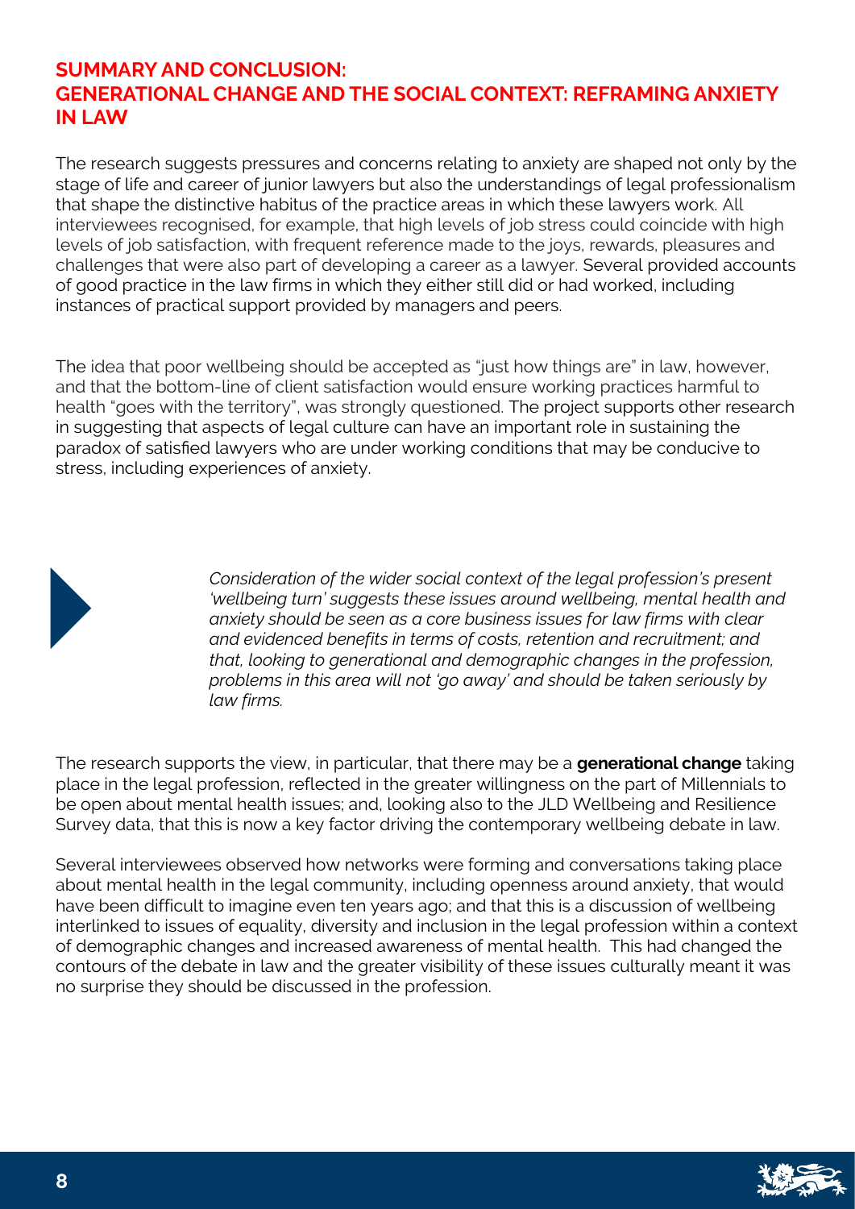## SUMMARY AND CONCLUSION: GENERATIONAL CHANGE AND THE SOCIAL CONTEXT: REFRAMING ANXIETY IN LAW

The research suggests pressures and concerns relating to anxiety are shaped not only by the stage of life and career of junior lawyers but also the understandings of legal professionalism that shape the distinctive habitus of the practice areas in which these lawyers work. All interviewees recognised, for example, that high levels of job stress could coincide with high levels of job satisfaction, with frequent reference made to the joys, rewards, pleasures and challenges that were also part of developing a career as a lawyer. Several provided accounts of good practice in the law firms in which they either still did or had worked, including instances of practical support provided by managers and peers.

The idea that poor wellbeing should be accepted as "just how things are" in law, however, and that the bottom-line of client satisfaction would ensure working practices harmful to health "goes with the territory", was strongly questioned. The project supports other research in suggesting that aspects of legal culture can have an important role in sustaining the paradox of satisfied lawyers who are under working conditions that may be conducive to stress, including experiences of anxiety.

> *Consideration of the wider social context of the legal profession's present 'wellbeing turn' suggests these issues around wellbeing, mental health and anxiety should be seen as a core business issues for law firms with clear and evidenced benefits in terms of costs, retention and recruitment; and that, looking to generational and demographic changes in the profession, problems in this area will not 'go away' and should be taken seriously by law firms.*

The research supports the view, in particular, that there may be a **generational change** taking place in the legal profession, reflected in the greater willingness on the part of Millennials to be open about mental health issues; and, looking also to the JLD Wellbeing and Resilience Survey data, that this is now a key factor driving the contemporary wellbeing debate in law.

Several interviewees observed how networks were forming and conversations taking place about mental health in the legal community, including openness around anxiety, that would have been difficult to imagine even ten years ago; and that this is a discussion of wellbeing interlinked to issues of equality, diversity and inclusion in the legal profession within a context of demographic changes and increased awareness of mental health. This had changed the contours of the debate in law and the greater visibility of these issues culturally meant it was no surprise they should be discussed in the profession.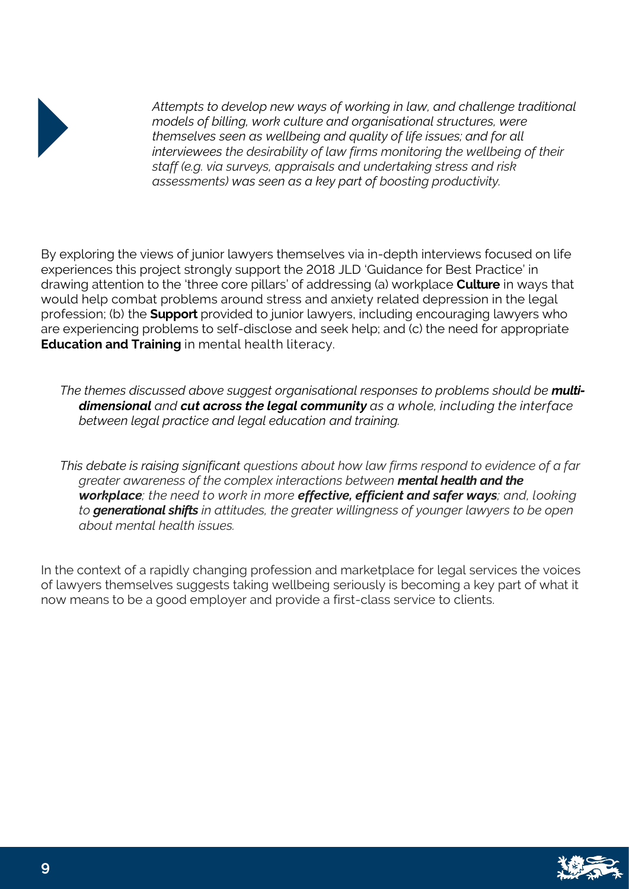*Attempts to develop new ways of working in law, and challenge traditional models of billing, work culture and organisational structures, were themselves seen as wellbeing and quality of life issues; and for all interviewees the desirability of law firms monitoring the wellbeing of their staff (e.g. via surveys, appraisals and undertaking stress and risk assessments) was seen as a key part of boosting productivity.*

By exploring the views of junior lawyers themselves via in-depth interviews focused on life experiences this project strongly support the 2018 JLD 'Guidance for Best Practice' in drawing attention to the 'three core pillars' of addressing (a) workplace **Culture** in ways that would help combat problems around stress and anxiety related depression in the legal profession; (b) the **Support** provided to junior lawyers, including encouraging lawyers who are experiencing problems to self-disclose and seek help; and (c) the need for appropriate **Education and Training** in mental health literacy.

*The themes discussed above suggest organisational responses to problems should be **multi-dimensional** and **cut across the legal community** as a whole, including the interface between legal practice and legal education and training.*

*This debate is raising significant questions about how law firms respond to evidence of a far greater awareness of the complex interactions between **mental health and the workplace**; the need to work in more **effective, efficient and safer ways**; and, looking to **generational shifts** in attitudes, the greater willingness of younger lawyers to be open about mental health issues.*

In the context of a rapidly changing profession and marketplace for legal services the voices of lawyers themselves suggests taking wellbeing seriously is becoming a key part of what it now means to be a good employer and provide a first-class service to clients.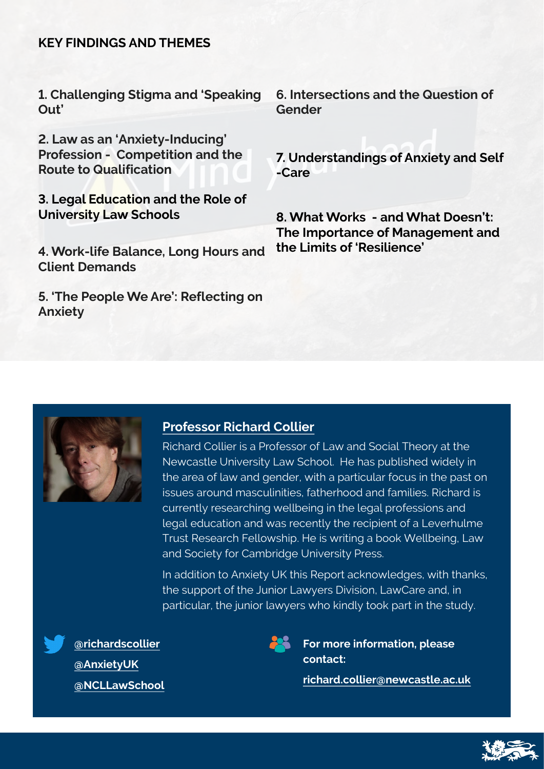## KEY FINDINGS AND THEMES

**1. Challenging Stigma and 'Speaking Out'**

**2. Law as an 'Anxiety-Inducing' Profession - Competition and the Route to Qualification**

**3. Legal Education and the Role of University Law Schools**

**4. Work-life Balance, Long Hours and Client Demands**

**5. 'The People We Are': Reflecting on Anxiety**

**6. Intersections and the Question of Gender**

**7. Understandings of Anxiety and Self -Care**

**8. What Works - and What Doesn't: The Importance of Management and the Limits of 'Resilience'**

### Professor Richard Collier

Richard Collier is a Professor of Law and Social Theory at the Newcastle University Law School. He has published widely in the area of law and gender, with a particular focus in the past on issues around masculinities, fatherhood and families. Richard is currently researching wellbeing in the legal professions and legal education and was recently the recipient of a Leverhulme Trust Research Fellowship. He is writing a book Wellbeing, Law and Society for Cambridge University Press.

In addition to Anxiety UK this Report acknowledges, with thanks, the support of the Junior Lawyers Division, LawCare and, in particular, the junior lawyers who kindly took part in the study.

@richardscollier
@AnxietyUK
@NCLLawSchool

**For more information, please contact:**

**richard.collier@newcastle.ac.uk**